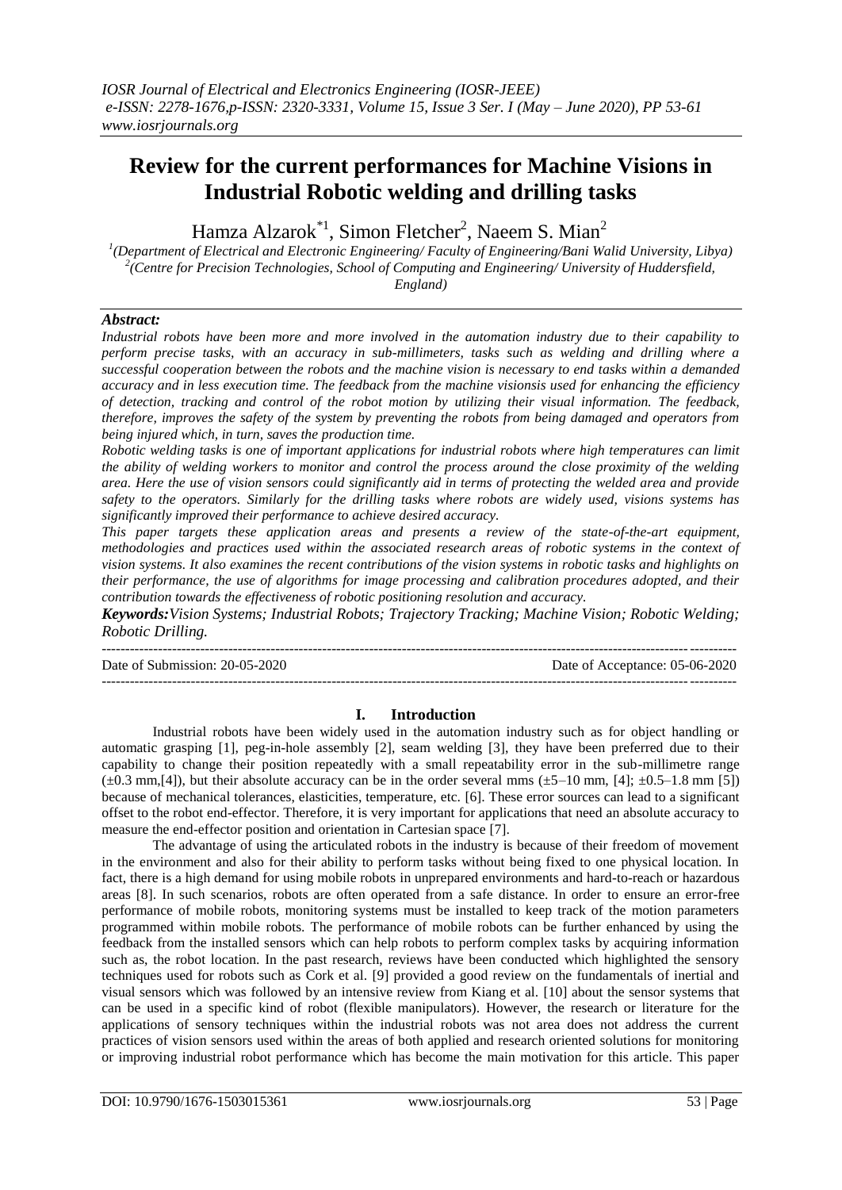# Review for the current performances for Machine Visions in Industrial Robotic welding and drilling tasks

Hamza Alzarok[*1], Simon Fletcher[2], Naeem S. Mian[2]

[1](Department of Electrical and Electronic Engineering/ Faculty of Engineering/Bani Walid University, Libya)
[2](Centre for Precision Technologies, School of Computing and Engineering/ University of Huddersfield, England)

***Abstract:***

*Industrial robots have been more and more involved in the automation industry due to their capability to perform precise tasks, with an accuracy in sub-millimeters, tasks such as welding and drilling where a successful cooperation between the robots and the machine vision is necessary to end tasks within a demanded accuracy and in less execution time. The feedback from the machine visionsis used for enhancing the efficiency of detection, tracking and control of the robot motion by utilizing their visual information. The feedback, therefore, improves the safety of the system by preventing the robots from being damaged and operators from being injured which, in turn, saves the production time.*

*Robotic welding tasks is one of important applications for industrial robots where high temperatures can limit the ability of welding workers to monitor and control the process around the close proximity of the welding area. Here the use of vision sensors could significantly aid in terms of protecting the welded area and provide safety to the operators. Similarly for the drilling tasks where robots are widely used, visions systems has significantly improved their performance to achieve desired accuracy.*

*This paper targets these application areas and presents a review of the state-of-the-art equipment, methodologies and practices used within the associated research areas of robotic systems in the context of vision systems. It also examines the recent contributions of the vision systems in robotic tasks and highlights on their performance, the use of algorithms for image processing and calibration procedures adopted, and their contribution towards the effectiveness of robotic positioning resolution and accuracy.*

***Keywords:****Vision Systems; Industrial Robots; Trajectory Tracking; Machine Vision; Robotic Welding; Robotic Drilling.*

---

Date of Submission: 20-05-2020 Date of Acceptance: 05-06-2020

---

## I. Introduction

Industrial robots have been widely used in the automation industry such as for object handling or automatic grasping [1], peg-in-hole assembly [2], seam welding [3], they have been preferred due to their capability to change their position repeatedly with a small repeatability error in the sub-millimetre range (±0.3 mm,[4]), but their absolute accuracy can be in the order several mms (±5–10 mm, [4]; ±0.5–1.8 mm [5]) because of mechanical tolerances, elasticities, temperature, etc. [6]. These error sources can lead to a significant offset to the robot end-effector. Therefore, it is very important for applications that need an absolute accuracy to measure the end-effector position and orientation in Cartesian space [7].

The advantage of using the articulated robots in the industry is because of their freedom of movement in the environment and also for their ability to perform tasks without being fixed to one physical location. In fact, there is a high demand for using mobile robots in unprepared environments and hard-to-reach or hazardous areas [8]. In such scenarios, robots are often operated from a safe distance. In order to ensure an error-free performance of mobile robots, monitoring systems must be installed to keep track of the motion parameters programmed within mobile robots. The performance of mobile robots can be further enhanced by using the feedback from the installed sensors which can help robots to perform complex tasks by acquiring information such as, the robot location. In the past research, reviews have been conducted which highlighted the sensory techniques used for robots such as Cork et al. [9] provided a good review on the fundamentals of inertial and visual sensors which was followed by an intensive review from Kiang et al. [10] about the sensor systems that can be used in a specific kind of robot (flexible manipulators). However, the research or literature for the applications of sensory techniques within the industrial robots was not area does not address the current practices of vision sensors used within the areas of both applied and research oriented solutions for monitoring or improving industrial robot performance which has become the main motivation for this article. This paper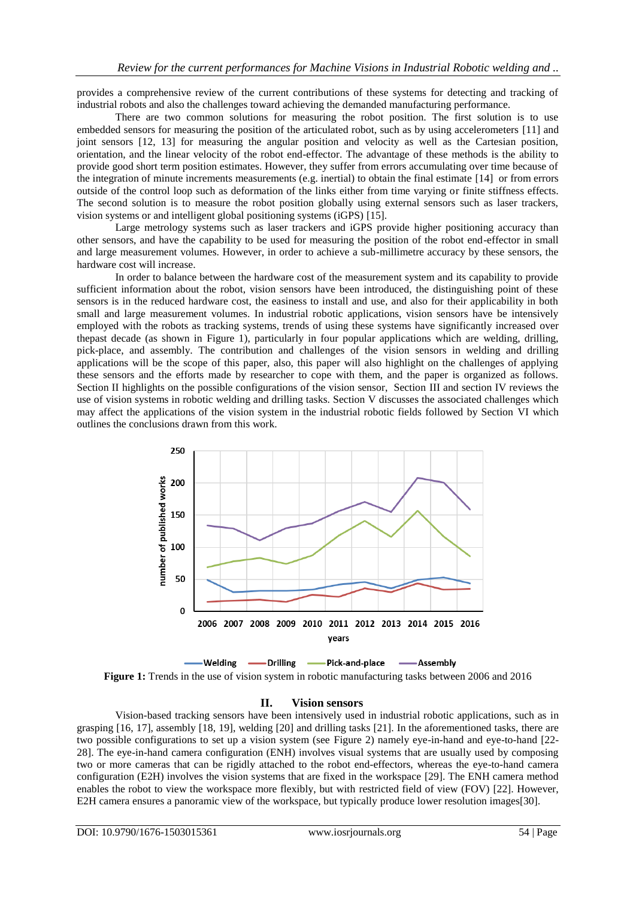provides a comprehensive review of the current contributions of these systems for detecting and tracking of industrial robots and also the challenges toward achieving the demanded manufacturing performance.

There are two common solutions for measuring the robot position. The first solution is to use embedded sensors for measuring the position of the articulated robot, such as by using accelerometers [11] and joint sensors [12, 13] for measuring the angular position and velocity as well as the Cartesian position, orientation, and the linear velocity of the robot end-effector. The advantage of these methods is the ability to provide good short term position estimates. However, they suffer from errors accumulating over time because of the integration of minute increments measurements (e.g. inertial) to obtain the final estimate [14] or from errors outside of the control loop such as deformation of the links either from time varying or finite stiffness effects. The second solution is to measure the robot position globally using external sensors such as laser trackers, vision systems or and intelligent global positioning systems (iGPS) [15].

Large metrology systems such as laser trackers and iGPS provide higher positioning accuracy than other sensors, and have the capability to be used for measuring the position of the robot end-effector in small and large measurement volumes. However, in order to achieve a sub-millimetre accuracy by these sensors, the hardware cost will increase.

In order to balance between the hardware cost of the measurement system and its capability to provide sufficient information about the robot, vision sensors have been introduced, the distinguishing point of these sensors is in the reduced hardware cost, the easiness to install and use, and also for their applicability in both small and large measurement volumes. In industrial robotic applications, vision sensors have be intensively employed with the robots as tracking systems, trends of using these systems have significantly increased over thepast decade (as shown in Figure 1), particularly in four popular applications which are welding, drilling, pick-place, and assembly. The contribution and challenges of the vision sensors in welding and drilling applications will be the scope of this paper, also, this paper will also highlight on the challenges of applying these sensors and the efforts made by researcher to cope with them, and the paper is organized as follows. Section II highlights on the possible configurations of the vision sensor, Section III and section IV reviews the use of vision systems in robotic welding and drilling tasks. Section V discusses the associated challenges which may affect the applications of the vision system in the industrial robotic fields followed by Section VI which outlines the conclusions drawn from this work.

**Figure 1:** Trends in the use of vision system in robotic manufacturing tasks between 2006 and 2016

## II. Vision sensors

Vision-based tracking sensors have been intensively used in industrial robotic applications, such as in grasping [16, 17], assembly [18, 19], welding [20] and drilling tasks [21]. In the aforementioned tasks, there are two possible configurations to set up a vision system (see Figure 2) namely eye-in-hand and eye-to-hand [22-28]. The eye-in-hand camera configuration (ENH) involves visual systems that are usually used by composing two or more cameras that can be rigidly attached to the robot end-effectors, whereas the eye-to-hand camera configuration (E2H) involves the vision systems that are fixed in the workspace [29]. The ENH camera method enables the robot to view the workspace more flexibly, but with restricted field of view (FOV) [22]. However, E2H camera ensures a panoramic view of the workspace, but typically produce lower resolution images[30].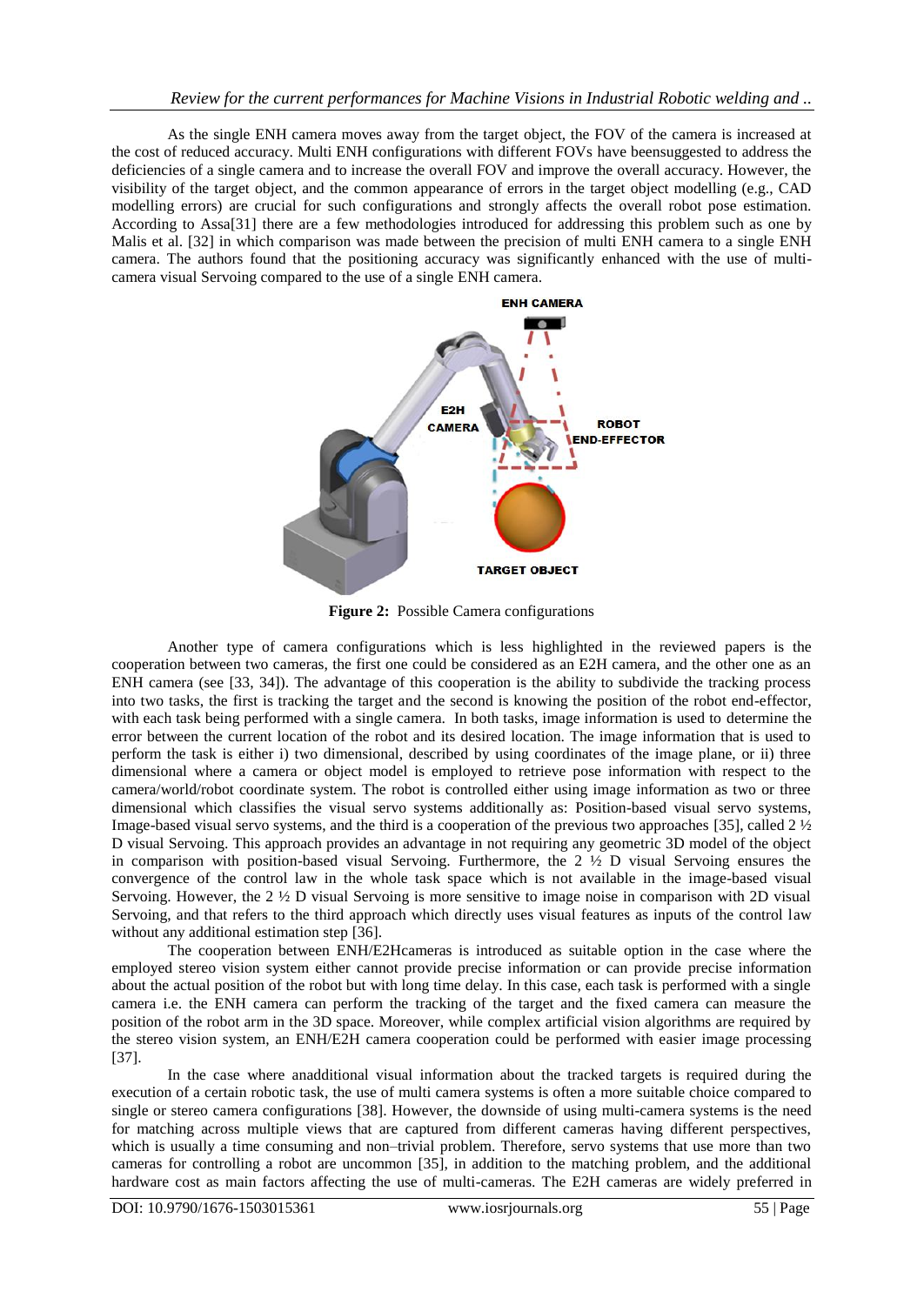As the single ENH camera moves away from the target object, the FOV of the camera is increased at the cost of reduced accuracy. Multi ENH configurations with different FOVs have beensuggested to address the deficiencies of a single camera and to increase the overall FOV and improve the overall accuracy. However, the visibility of the target object, and the common appearance of errors in the target object modelling (e.g., CAD modelling errors) are crucial for such configurations and strongly affects the overall robot pose estimation. According to Assa[31] there are a few methodologies introduced for addressing this problem such as one by Malis et al. [32] in which comparison was made between the precision of multi ENH camera to a single ENH camera. The authors found that the positioning accuracy was significantly enhanced with the use of multi-camera visual Servoing compared to the use of a single ENH camera.

**Figure 2:** Possible Camera configurations

Another type of camera configurations which is less highlighted in the reviewed papers is the cooperation between two cameras, the first one could be considered as an E2H camera, and the other one as an ENH camera (see [33, 34]). The advantage of this cooperation is the ability to subdivide the tracking process into two tasks, the first is tracking the target and the second is knowing the position of the robot end-effector, with each task being performed with a single camera. In both tasks, image information is used to determine the error between the current location of the robot and its desired location. The image information that is used to perform the task is either i) two dimensional, described by using coordinates of the image plane, or ii) three dimensional where a camera or object model is employed to retrieve pose information with respect to the camera/world/robot coordinate system. The robot is controlled either using image information as two or three dimensional which classifies the visual servo systems additionally as: Position-based visual servo systems, Image-based visual servo systems, and the third is a cooperation of the previous two approaches [35], called 2 ½ D visual Servoing. This approach provides an advantage in not requiring any geometric 3D model of the object in comparison with position-based visual Servoing. Furthermore, the 2 ½ D visual Servoing ensures the convergence of the control law in the whole task space which is not available in the image-based visual Servoing. However, the 2 ½ D visual Servoing is more sensitive to image noise in comparison with 2D visual Servoing, and that refers to the third approach which directly uses visual features as inputs of the control law without any additional estimation step [36].

The cooperation between ENH/E2Hcameras is introduced as suitable option in the case where the employed stereo vision system either cannot provide precise information or can provide precise information about the actual position of the robot but with long time delay. In this case, each task is performed with a single camera i.e. the ENH camera can perform the tracking of the target and the fixed camera can measure the position of the robot arm in the 3D space. Moreover, while complex artificial vision algorithms are required by the stereo vision system, an ENH/E2H camera cooperation could be performed with easier image processing [37].

In the case where anadditional visual information about the tracked targets is required during the execution of a certain robotic task, the use of multi camera systems is often a more suitable choice compared to single or stereo camera configurations [38]. However, the downside of using multi-camera systems is the need for matching across multiple views that are captured from different cameras having different perspectives, which is usually a time consuming and non–trivial problem. Therefore, servo systems that use more than two cameras for controlling a robot are uncommon [35], in addition to the matching problem, and the additional hardware cost as main factors affecting the use of multi-cameras. The E2H cameras are widely preferred in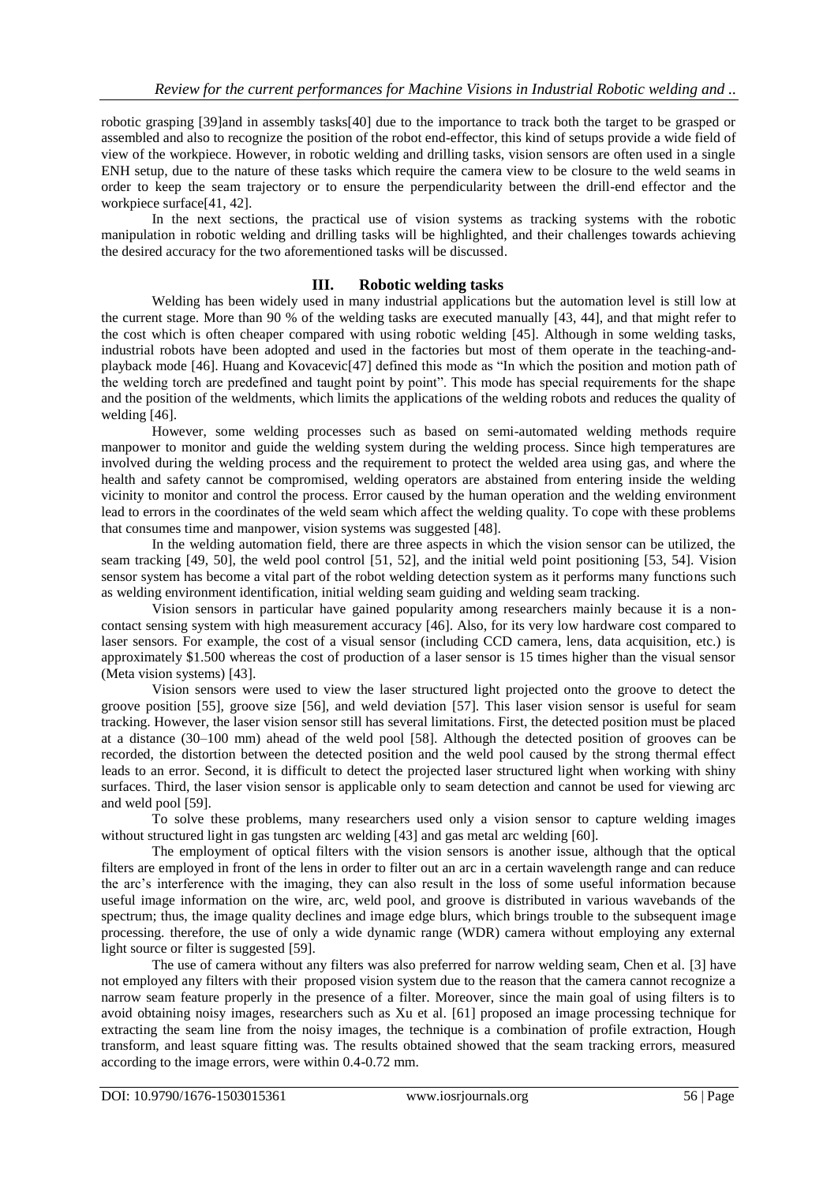robotic grasping [39]and in assembly tasks[40] due to the importance to track both the target to be grasped or assembled and also to recognize the position of the robot end-effector, this kind of setups provide a wide field of view of the workpiece. However, in robotic welding and drilling tasks, vision sensors are often used in a single ENH setup, due to the nature of these tasks which require the camera view to be closure to the weld seams in order to keep the seam trajectory or to ensure the perpendicularity between the drill-end effector and the workpiece surface[41, 42].

In the next sections, the practical use of vision systems as tracking systems with the robotic manipulation in robotic welding and drilling tasks will be highlighted, and their challenges towards achieving the desired accuracy for the two aforementioned tasks will be discussed.

## III. Robotic welding tasks

Welding has been widely used in many industrial applications but the automation level is still low at the current stage. More than 90 % of the welding tasks are executed manually [43, 44], and that might refer to the cost which is often cheaper compared with using robotic welding [45]. Although in some welding tasks, industrial robots have been adopted and used in the factories but most of them operate in the teaching-and-playback mode [46]. Huang and Kovacevic[47] defined this mode as "In which the position and motion path of the welding torch are predefined and taught point by point". This mode has special requirements for the shape and the position of the weldments, which limits the applications of the welding robots and reduces the quality of welding [46].

However, some welding processes such as based on semi-automated welding methods require manpower to monitor and guide the welding system during the welding process. Since high temperatures are involved during the welding process and the requirement to protect the welded area using gas, and where the health and safety cannot be compromised, welding operators are abstained from entering inside the welding vicinity to monitor and control the process. Error caused by the human operation and the welding environment lead to errors in the coordinates of the weld seam which affect the welding quality. To cope with these problems that consumes time and manpower, vision systems was suggested [48].

In the welding automation field, there are three aspects in which the vision sensor can be utilized, the seam tracking [49, 50], the weld pool control [51, 52], and the initial weld point positioning [53, 54]. Vision sensor system has become a vital part of the robot welding detection system as it performs many functions such as welding environment identification, initial welding seam guiding and welding seam tracking.

Vision sensors in particular have gained popularity among researchers mainly because it is a non-contact sensing system with high measurement accuracy [46]. Also, for its very low hardware cost compared to laser sensors. For example, the cost of a visual sensor (including CCD camera, lens, data acquisition, etc.) is approximately $1.500 whereas the cost of production of a laser sensor is 15 times higher than the visual sensor (Meta vision systems) [43].

Vision sensors were used to view the laser structured light projected onto the groove to detect the groove position [55], groove size [56], and weld deviation [57]. This laser vision sensor is useful for seam tracking. However, the laser vision sensor still has several limitations. First, the detected position must be placed at a distance (30–100 mm) ahead of the weld pool [58]. Although the detected position of grooves can be recorded, the distortion between the detected position and the weld pool caused by the strong thermal effect leads to an error. Second, it is difficult to detect the projected laser structured light when working with shiny surfaces. Third, the laser vision sensor is applicable only to seam detection and cannot be used for viewing arc and weld pool [59].

To solve these problems, many researchers used only a vision sensor to capture welding images without structured light in gas tungsten arc welding [43] and gas metal arc welding [60].

The employment of optical filters with the vision sensors is another issue, although that the optical filters are employed in front of the lens in order to filter out an arc in a certain wavelength range and can reduce the arc's interference with the imaging, they can also result in the loss of some useful information because useful image information on the wire, arc, weld pool, and groove is distributed in various wavebands of the spectrum; thus, the image quality declines and image edge blurs, which brings trouble to the subsequent image processing. therefore, the use of only a wide dynamic range (WDR) camera without employing any external light source or filter is suggested [59].

The use of camera without any filters was also preferred for narrow welding seam, Chen et al. [3] have not employed any filters with their proposed vision system due to the reason that the camera cannot recognize a narrow seam feature properly in the presence of a filter. Moreover, since the main goal of using filters is to avoid obtaining noisy images, researchers such as Xu et al. [61] proposed an image processing technique for extracting the seam line from the noisy images, the technique is a combination of profile extraction, Hough transform, and least square fitting was. The results obtained showed that the seam tracking errors, measured according to the image errors, were within 0.4-0.72 mm.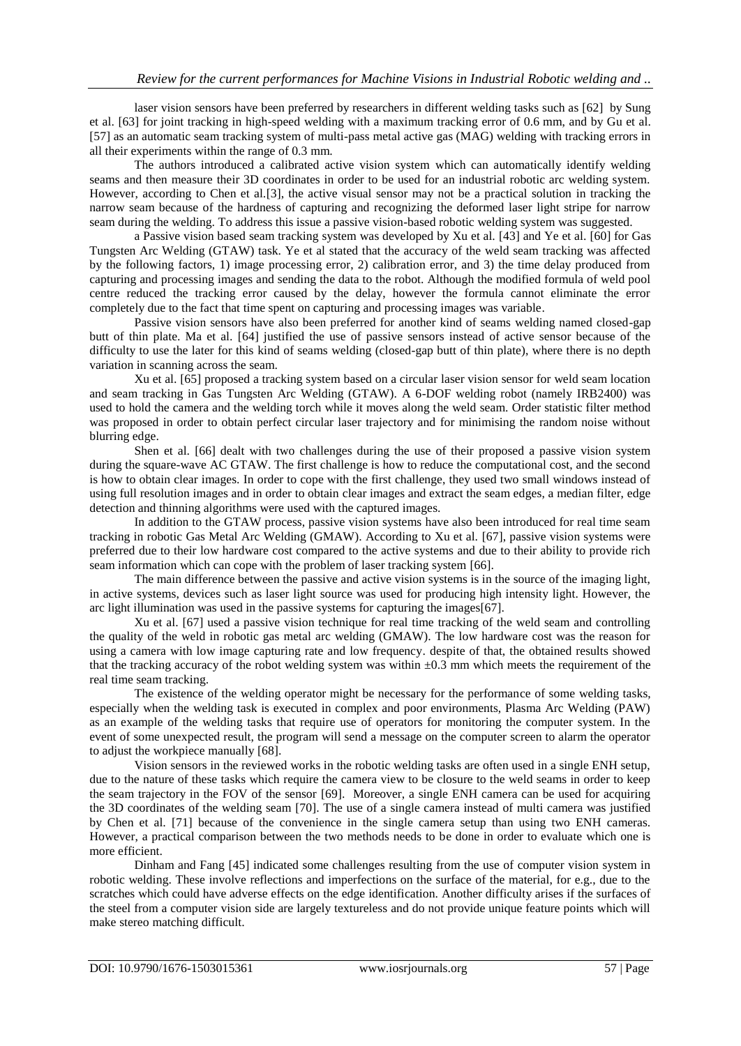laser vision sensors have been preferred by researchers in different welding tasks such as [62] by Sung et al. [63] for joint tracking in high-speed welding with a maximum tracking error of 0.6 mm, and by Gu et al. [57] as an automatic seam tracking system of multi-pass metal active gas (MAG) welding with tracking errors in all their experiments within the range of 0.3 mm.

The authors introduced a calibrated active vision system which can automatically identify welding seams and then measure their 3D coordinates in order to be used for an industrial robotic arc welding system. However, according to Chen et al.[3], the active visual sensor may not be a practical solution in tracking the narrow seam because of the hardness of capturing and recognizing the deformed laser light stripe for narrow seam during the welding. To address this issue a passive vision-based robotic welding system was suggested.

a Passive vision based seam tracking system was developed by Xu et al. [43] and Ye et al. [60] for Gas Tungsten Arc Welding (GTAW) task. Ye et al stated that the accuracy of the weld seam tracking was affected by the following factors, 1) image processing error, 2) calibration error, and 3) the time delay produced from capturing and processing images and sending the data to the robot. Although the modified formula of weld pool centre reduced the tracking error caused by the delay, however the formula cannot eliminate the error completely due to the fact that time spent on capturing and processing images was variable.

Passive vision sensors have also been preferred for another kind of seams welding named closed-gap butt of thin plate. Ma et al. [64] justified the use of passive sensors instead of active sensor because of the difficulty to use the later for this kind of seams welding (closed-gap butt of thin plate), where there is no depth variation in scanning across the seam.

Xu et al. [65] proposed a tracking system based on a circular laser vision sensor for weld seam location and seam tracking in Gas Tungsten Arc Welding (GTAW). A 6-DOF welding robot (namely IRB2400) was used to hold the camera and the welding torch while it moves along the weld seam. Order statistic filter method was proposed in order to obtain perfect circular laser trajectory and for minimising the random noise without blurring edge.

Shen et al. [66] dealt with two challenges during the use of their proposed a passive vision system during the square-wave AC GTAW. The first challenge is how to reduce the computational cost, and the second is how to obtain clear images. In order to cope with the first challenge, they used two small windows instead of using full resolution images and in order to obtain clear images and extract the seam edges, a median filter, edge detection and thinning algorithms were used with the captured images.

In addition to the GTAW process, passive vision systems have also been introduced for real time seam tracking in robotic Gas Metal Arc Welding (GMAW). According to Xu et al. [67], passive vision systems were preferred due to their low hardware cost compared to the active systems and due to their ability to provide rich seam information which can cope with the problem of laser tracking system [66].

The main difference between the passive and active vision systems is in the source of the imaging light, in active systems, devices such as laser light source was used for producing high intensity light. However, the arc light illumination was used in the passive systems for capturing the images[67].

Xu et al. [67] used a passive vision technique for real time tracking of the weld seam and controlling the quality of the weld in robotic gas metal arc welding (GMAW). The low hardware cost was the reason for using a camera with low image capturing rate and low frequency. despite of that, the obtained results showed that the tracking accuracy of the robot welding system was within ±0.3 mm which meets the requirement of the real time seam tracking.

The existence of the welding operator might be necessary for the performance of some welding tasks, especially when the welding task is executed in complex and poor environments, Plasma Arc Welding (PAW) as an example of the welding tasks that require use of operators for monitoring the computer system. In the event of some unexpected result, the program will send a message on the computer screen to alarm the operator to adjust the workpiece manually [68].

Vision sensors in the reviewed works in the robotic welding tasks are often used in a single ENH setup, due to the nature of these tasks which require the camera view to be closure to the weld seams in order to keep the seam trajectory in the FOV of the sensor [69]. Moreover, a single ENH camera can be used for acquiring the 3D coordinates of the welding seam [70]. The use of a single camera instead of multi camera was justified by Chen et al. [71] because of the convenience in the single camera setup than using two ENH cameras. However, a practical comparison between the two methods needs to be done in order to evaluate which one is more efficient.

Dinham and Fang [45] indicated some challenges resulting from the use of computer vision system in robotic welding. These involve reflections and imperfections on the surface of the material, for e.g., due to the scratches which could have adverse effects on the edge identification. Another difficulty arises if the surfaces of the steel from a computer vision side are largely textureless and do not provide unique feature points which will make stereo matching difficult.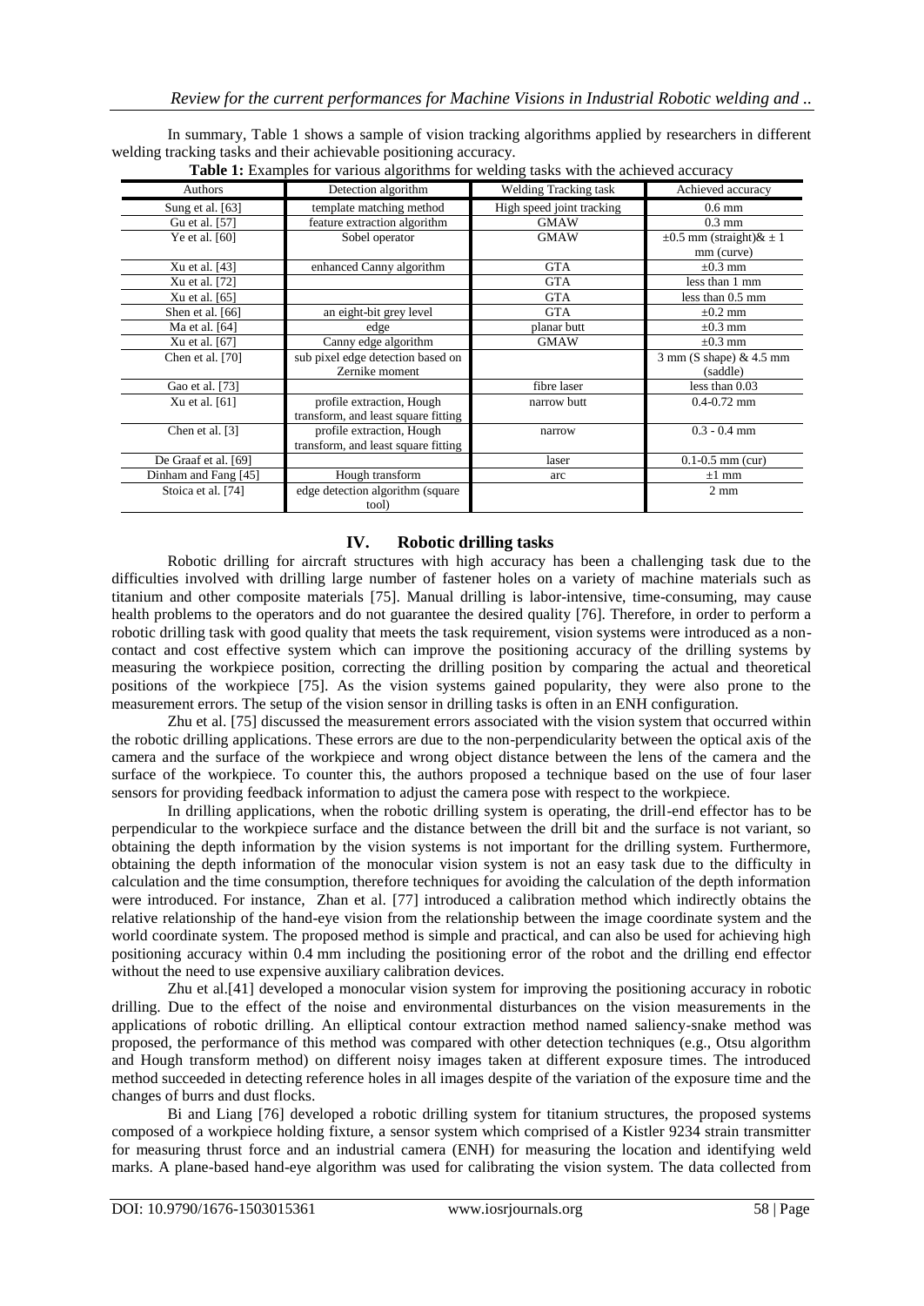In summary, Table 1 shows a sample of vision tracking algorithms applied by researchers in different welding tracking tasks and their achievable positioning accuracy.

**Table 1:** Examples for various algorithms for welding tasks with the achieved accuracy

| Authors | Detection algorithm | Welding Tracking task | Achieved accuracy |
|---|---|---|---|
| Sung et al. [63] | template matching method | High speed joint tracking | 0.6 mm |
| Gu et al. [57] | feature extraction algorithm | GMAW | 0.3 mm |
| Ye et al. [60] | Sobel operator | GMAW | ±0.5 mm (straight)& ± 1 mm (curve) |
| Xu et al. [43] | enhanced Canny algorithm | GTA | ±0.3 mm |
| Xu et al. [72] | | GTA | less than 1 mm |
| Xu et al. [65] | | GTA | less than 0.5 mm |
| Shen et al. [66] | an eight-bit grey level | GTA | ±0.2 mm |
| Ma et al. [64] | edge | planar butt | ±0.3 mm |
| Xu et al. [67] | Canny edge algorithm | GMAW | ±0.3 mm |
| Chen et al. [70] | sub pixel edge detection based on Zernike moment | | 3 mm (S shape) & 4.5 mm (saddle) |
| Gao et al. [73] | | fibre laser | less than 0.03 |
| Xu et al. [61] | profile extraction, Hough transform, and least square fitting | narrow butt | 0.4-0.72 mm |
| Chen et al. [3] | profile extraction, Hough transform, and least square fitting | narrow | 0.3 - 0.4 mm |
| De Graaf et al. [69] | | laser | 0.1-0.5 mm (cur) |
| Dinham and Fang [45] | Hough transform | arc | ±1 mm |
| Stoica et al. [74] | edge detection algorithm (square tool) | | 2 mm |

## IV. Robotic drilling tasks

Robotic drilling for aircraft structures with high accuracy has been a challenging task due to the difficulties involved with drilling large number of fastener holes on a variety of machine materials such as titanium and other composite materials [75]. Manual drilling is labor-intensive, time-consuming, may cause health problems to the operators and do not guarantee the desired quality [76]. Therefore, in order to perform a robotic drilling task with good quality that meets the task requirement, vision systems were introduced as a non-contact and cost effective system which can improve the positioning accuracy of the drilling systems by measuring the workpiece position, correcting the drilling position by comparing the actual and theoretical positions of the workpiece [75]. As the vision systems gained popularity, they were also prone to the measurement errors. The setup of the vision sensor in drilling tasks is often in an ENH configuration.

Zhu et al. [75] discussed the measurement errors associated with the vision system that occurred within the robotic drilling applications. These errors are due to the non-perpendicularity between the optical axis of the camera and the surface of the workpiece and wrong object distance between the lens of the camera and the surface of the workpiece. To counter this, the authors proposed a technique based on the use of four laser sensors for providing feedback information to adjust the camera pose with respect to the workpiece.

In drilling applications, when the robotic drilling system is operating, the drill-end effector has to be perpendicular to the workpiece surface and the distance between the drill bit and the surface is not variant, so obtaining the depth information by the vision systems is not important for the drilling system. Furthermore, obtaining the depth information of the monocular vision system is not an easy task due to the difficulty in calculation and the time consumption, therefore techniques for avoiding the calculation of the depth information were introduced. For instance, Zhan et al. [77] introduced a calibration method which indirectly obtains the relative relationship of the hand-eye vision from the relationship between the image coordinate system and the world coordinate system. The proposed method is simple and practical, and can also be used for achieving high positioning accuracy within 0.4 mm including the positioning error of the robot and the drilling end effector without the need to use expensive auxiliary calibration devices.

Zhu et al.[41] developed a monocular vision system for improving the positioning accuracy in robotic drilling. Due to the effect of the noise and environmental disturbances on the vision measurements in the applications of robotic drilling. An elliptical contour extraction method named saliency-snake method was proposed, the performance of this method was compared with other detection techniques (e.g., Otsu algorithm and Hough transform method) on different noisy images taken at different exposure times. The introduced method succeeded in detecting reference holes in all images despite of the variation of the exposure time and the changes of burrs and dust flocks.

Bi and Liang [76] developed a robotic drilling system for titanium structures, the proposed systems composed of a workpiece holding fixture, a sensor system which comprised of a Kistler 9234 strain transmitter for measuring thrust force and an industrial camera (ENH) for measuring the location and identifying weld marks. A plane-based hand-eye algorithm was used for calibrating the vision system. The data collected from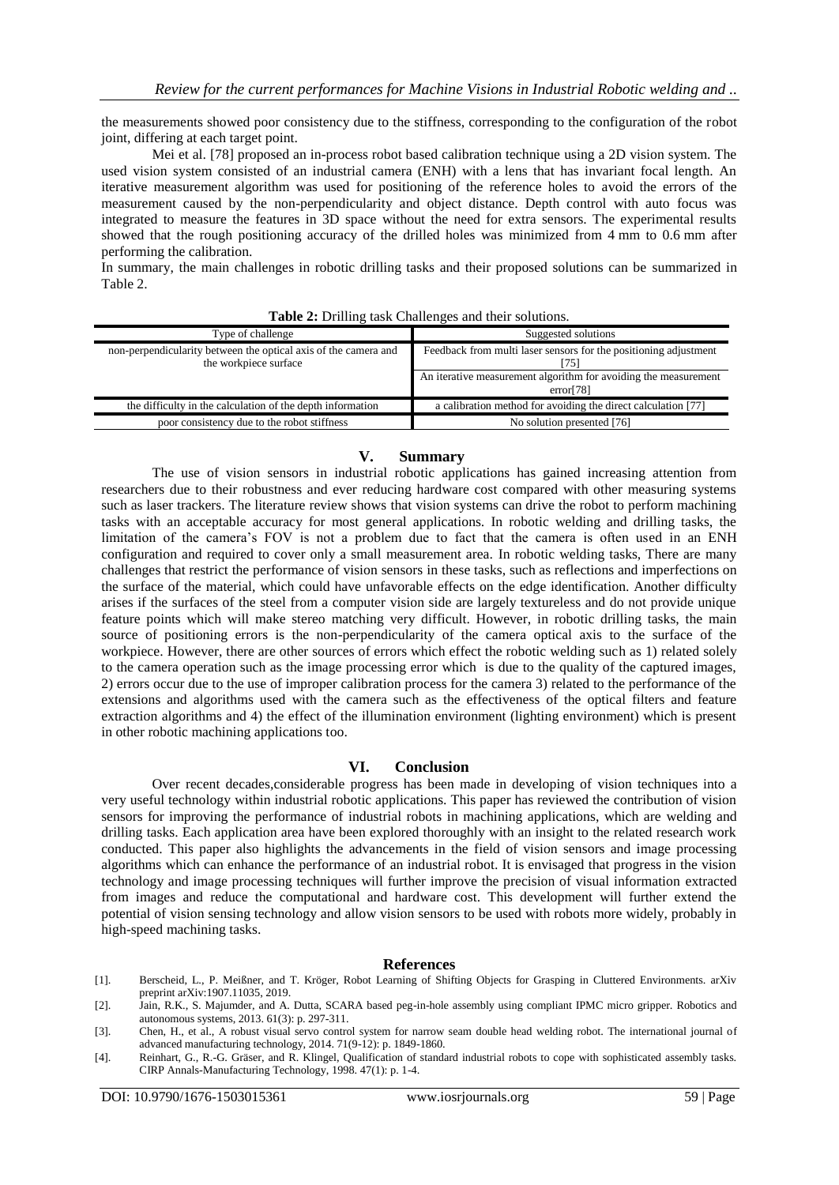the measurements showed poor consistency due to the stiffness, corresponding to the configuration of the robot joint, differing at each target point.

Mei et al. [78] proposed an in-process robot based calibration technique using a 2D vision system. The used vision system consisted of an industrial camera (ENH) with a lens that has invariant focal length. An iterative measurement algorithm was used for positioning of the reference holes to avoid the errors of the measurement caused by the non-perpendicularity and object distance. Depth control with auto focus was integrated to measure the features in 3D space without the need for extra sensors. The experimental results showed that the rough positioning accuracy of the drilled holes was minimized from 4 mm to 0.6 mm after performing the calibration.

In summary, the main challenges in robotic drilling tasks and their proposed solutions can be summarized in Table 2.

**Table 2:** Drilling task Challenges and their solutions.

| Type of challenge | Suggested solutions |
|---|---|
| non-perpendicularity between the optical axis of the camera and the workpiece surface | Feedback from multi laser sensors for the positioning adjustment [75] |
| | An iterative measurement algorithm for avoiding the measurement error[78] |
| the difficulty in the calculation of the depth information | a calibration method for avoiding the direct calculation [77] |
| poor consistency due to the robot stiffness | No solution presented [76] |

## V. Summary

The use of vision sensors in industrial robotic applications has gained increasing attention from researchers due to their robustness and ever reducing hardware cost compared with other measuring systems such as laser trackers. The literature review shows that vision systems can drive the robot to perform machining tasks with an acceptable accuracy for most general applications. In robotic welding and drilling tasks, the limitation of the camera's FOV is not a problem due to fact that the camera is often used in an ENH configuration and required to cover only a small measurement area. In robotic welding tasks, There are many challenges that restrict the performance of vision sensors in these tasks, such as reflections and imperfections on the surface of the material, which could have unfavorable effects on the edge identification. Another difficulty arises if the surfaces of the steel from a computer vision side are largely textureless and do not provide unique feature points which will make stereo matching very difficult. However, in robotic drilling tasks, the main source of positioning errors is the non-perpendicularity of the camera optical axis to the surface of the workpiece. However, there are other sources of errors which effect the robotic welding such as 1) related solely to the camera operation such as the image processing error which is due to the quality of the captured images, 2) errors occur due to the use of improper calibration process for the camera 3) related to the performance of the extensions and algorithms used with the camera such as the effectiveness of the optical filters and feature extraction algorithms and 4) the effect of the illumination environment (lighting environment) which is present in other robotic machining applications too.

## VI. Conclusion

Over recent decades,considerable progress has been made in developing of vision techniques into a very useful technology within industrial robotic applications. This paper has reviewed the contribution of vision sensors for improving the performance of industrial robots in machining applications, which are welding and drilling tasks. Each application area have been explored thoroughly with an insight to the related research work conducted. This paper also highlights the advancements in the field of vision sensors and image processing algorithms which can enhance the performance of an industrial robot. It is envisaged that progress in the vision technology and image processing techniques will further improve the precision of visual information extracted from images and reduce the computational and hardware cost. This development will further extend the potential of vision sensing technology and allow vision sensors to be used with robots more widely, probably in high-speed machining tasks.

## References

[1]. Berscheid, L., P. Meißner, and T. Kröger, Robot Learning of Shifting Objects for Grasping in Cluttered Environments. arXiv preprint arXiv:1907.11035, 2019.

[2]. Jain, R.K., S. Majumder, and A. Dutta, SCARA based peg-in-hole assembly using compliant IPMC micro gripper. Robotics and autonomous systems, 2013. 61(3): p. 297-311.

[3]. Chen, H., et al., A robust visual servo control system for narrow seam double head welding robot. The international journal of advanced manufacturing technology, 2014. 71(9-12): p. 1849-1860.

[4]. Reinhart, G., R.-G. Gräser, and R. Klingel, Qualification of standard industrial robots to cope with sophisticated assembly tasks. CIRP Annals-Manufacturing Technology, 1998. 47(1): p. 1-4.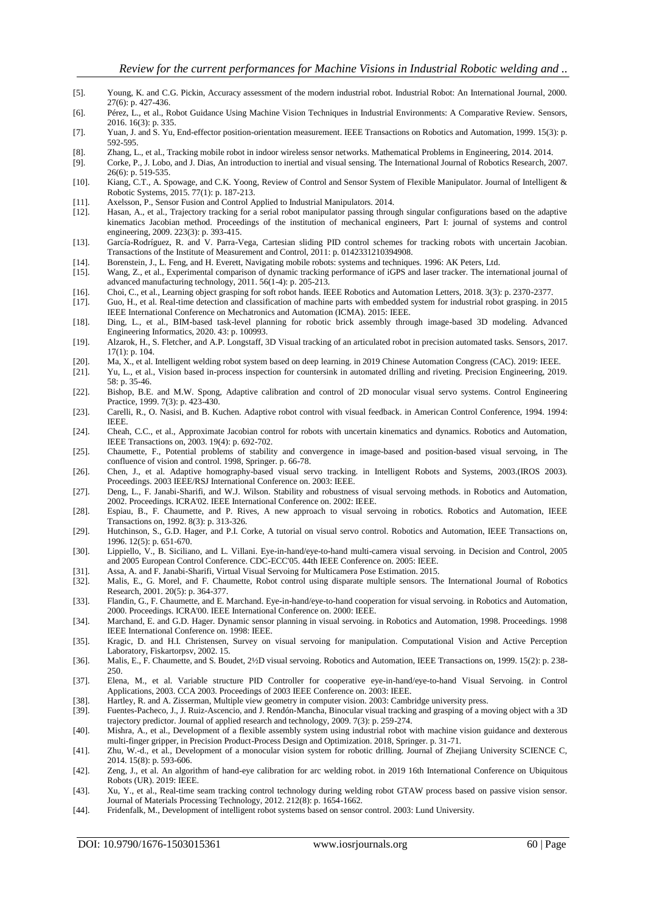[5]. Young, K. and C.G. Pickin, Accuracy assessment of the modern industrial robot. Industrial Robot: An International Journal, 2000. 27(6): p. 427-436.

[6]. Pérez, L., et al., Robot Guidance Using Machine Vision Techniques in Industrial Environments: A Comparative Review. Sensors, 2016. 16(3): p. 335.

[7]. Yuan, J. and S. Yu, End-effector position-orientation measurement. IEEE Transactions on Robotics and Automation, 1999. 15(3): p. 592-595.

[8]. Zhang, L., et al., Tracking mobile robot in indoor wireless sensor networks. Mathematical Problems in Engineering, 2014. 2014.

[9]. Corke, P., J. Lobo, and J. Dias, An introduction to inertial and visual sensing. The International Journal of Robotics Research, 2007. 26(6): p. 519-535.

[10]. Kiang, C.T., A. Spowage, and C.K. Yoong, Review of Control and Sensor System of Flexible Manipulator. Journal of Intelligent & Robotic Systems, 2015. 77(1): p. 187-213.

[11]. Axelsson, P., Sensor Fusion and Control Applied to Industrial Manipulators. 2014.

[12]. Hasan, A., et al., Trajectory tracking for a serial robot manipulator passing through singular configurations based on the adaptive kinematics Jacobian method. Proceedings of the institution of mechanical engineers, Part I: journal of systems and control engineering, 2009. 223(3): p. 393-415.

[13]. García-Rodríguez, R. and V. Parra-Vega, Cartesian sliding PID control schemes for tracking robots with uncertain Jacobian. Transactions of the Institute of Measurement and Control, 2011: p. 0142331210394908.

[14]. Borenstein, J., L. Feng, and H. Everett, Navigating mobile robots: systems and techniques. 1996: AK Peters, Ltd.

[15]. Wang, Z., et al., Experimental comparison of dynamic tracking performance of iGPS and laser tracker. The international journal of advanced manufacturing technology, 2011. 56(1-4): p. 205-213.

[16]. Choi, C., et al., Learning object grasping for soft robot hands. IEEE Robotics and Automation Letters, 2018. 3(3): p. 2370-2377.

[17]. Guo, H., et al. Real-time detection and classification of machine parts with embedded system for industrial robot grasping. in 2015 IEEE International Conference on Mechatronics and Automation (ICMA). 2015: IEEE.

[18]. Ding, L., et al., BIM-based task-level planning for robotic brick assembly through image-based 3D modeling. Advanced Engineering Informatics, 2020. 43: p. 100993.

[19]. Alzarok, H., S. Fletcher, and A.P. Longstaff, 3D Visual tracking of an articulated robot in precision automated tasks. Sensors, 2017. 17(1): p. 104.

[20]. Ma, X., et al. Intelligent welding robot system based on deep learning. in 2019 Chinese Automation Congress (CAC). 2019: IEEE.

[21]. Yu, L., et al., Vision based in-process inspection for countersink in automated drilling and riveting. Precision Engineering, 2019. 58: p. 35-46.

[22]. Bishop, B.E. and M.W. Spong, Adaptive calibration and control of 2D monocular visual servo systems. Control Engineering Practice, 1999. 7(3): p. 423-430.

[23]. Carelli, R., O. Nasisi, and B. Kuchen. Adaptive robot control with visual feedback. in American Control Conference, 1994. 1994: IEEE.

[24]. Cheah, C.C., et al., Approximate Jacobian control for robots with uncertain kinematics and dynamics. Robotics and Automation, IEEE Transactions on, 2003. 19(4): p. 692-702.

[25]. Chaumette, F., Potential problems of stability and convergence in image-based and position-based visual servoing, in The confluence of vision and control. 1998, Springer. p. 66-78.

[26]. Chen, J., et al. Adaptive homography-based visual servo tracking. in Intelligent Robots and Systems, 2003.(IROS 2003). Proceedings. 2003 IEEE/RSJ International Conference on. 2003: IEEE.

[27]. Deng, L., F. Janabi-Sharifi, and W.J. Wilson. Stability and robustness of visual servoing methods. in Robotics and Automation, 2002. Proceedings. ICRA'02. IEEE International Conference on. 2002: IEEE.

[28]. Espiau, B., F. Chaumette, and P. Rives, A new approach to visual servoing in robotics. Robotics and Automation, IEEE Transactions on, 1992. 8(3): p. 313-326.

[29]. Hutchinson, S., G.D. Hager, and P.I. Corke, A tutorial on visual servo control. Robotics and Automation, IEEE Transactions on, 1996. 12(5): p. 651-670.

[30]. Lippiello, V., B. Siciliano, and L. Villani. Eye-in-hand/eye-to-hand multi-camera visual servoing. in Decision and Control, 2005 and 2005 European Control Conference. CDC-ECC'05. 44th IEEE Conference on. 2005: IEEE.

[31]. Assa, A. and F. Janabi-Sharifi, Virtual Visual Servoing for Multicamera Pose Estimation. 2015.

[32]. Malis, E., G. Morel, and F. Chaumette, Robot control using disparate multiple sensors. The International Journal of Robotics Research, 2001. 20(5): p. 364-377.

[33]. Flandin, G., F. Chaumette, and E. Marchand. Eye-in-hand/eye-to-hand cooperation for visual servoing. in Robotics and Automation, 2000. Proceedings. ICRA'00. IEEE International Conference on. 2000: IEEE.

[34]. Marchand, E. and G.D. Hager. Dynamic sensor planning in visual servoing. in Robotics and Automation, 1998. Proceedings. 1998 IEEE International Conference on. 1998: IEEE.

[35]. Kragic, D. and H.I. Christensen, Survey on visual servoing for manipulation. Computational Vision and Active Perception Laboratory, Fiskartorpsv, 2002. 15.

[36]. Malis, E., F. Chaumette, and S. Boudet, 2½D visual servoing. Robotics and Automation, IEEE Transactions on, 1999. 15(2): p. 238-250.

[37]. Elena, M., et al. Variable structure PID Controller for cooperative eye-in-hand/eye-to-hand Visual Servoing. in Control Applications, 2003. CCA 2003. Proceedings of 2003 IEEE Conference on. 2003: IEEE.

[38]. Hartley, R. and A. Zisserman, Multiple view geometry in computer vision. 2003: Cambridge university press.

[39]. Fuentes-Pacheco, J., J. Ruiz-Ascencio, and J. Rendón-Mancha, Binocular visual tracking and grasping of a moving object with a 3D trajectory predictor. Journal of applied research and technology, 2009. 7(3): p. 259-274.

[40]. Mishra, A., et al., Development of a flexible assembly system using industrial robot with machine vision guidance and dexterous multi-finger gripper, in Precision Product-Process Design and Optimization. 2018, Springer. p. 31-71.

[41]. Zhu, W.-d., et al., Development of a monocular vision system for robotic drilling. Journal of Zhejiang University SCIENCE C, 2014. 15(8): p. 593-606.

[42]. Zeng, J., et al. An algorithm of hand-eye calibration for arc welding robot. in 2019 16th International Conference on Ubiquitous Robots (UR). 2019: IEEE.

[43]. Xu, Y., et al., Real-time seam tracking control technology during welding robot GTAW process based on passive vision sensor. Journal of Materials Processing Technology, 2012. 212(8): p. 1654-1662.

[44]. Fridenfalk, M., Development of intelligent robot systems based on sensor control. 2003: Lund University.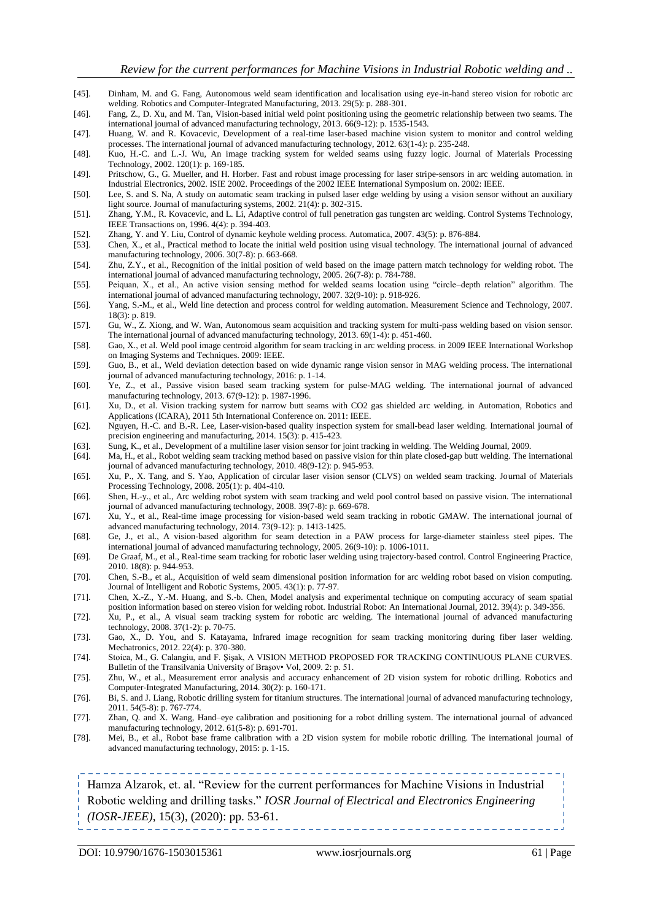[45]. Dinham, M. and G. Fang, Autonomous weld seam identification and localisation using eye-in-hand stereo vision for robotic arc welding. Robotics and Computer-Integrated Manufacturing, 2013. 29(5): p. 288-301.

[46]. Fang, Z., D. Xu, and M. Tan, Vision-based initial weld point positioning using the geometric relationship between two seams. The international journal of advanced manufacturing technology, 2013. 66(9-12): p. 1535-1543.

[47]. Huang, W. and R. Kovacevic, Development of a real-time laser-based machine vision system to monitor and control welding processes. The international journal of advanced manufacturing technology, 2012. 63(1-4): p. 235-248.

[48]. Kuo, H.-C. and L.-J. Wu, An image tracking system for welded seams using fuzzy logic. Journal of Materials Processing Technology, 2002. 120(1): p. 169-185.

[49]. Pritschow, G., G. Mueller, and H. Horber. Fast and robust image processing for laser stripe-sensors in arc welding automation. in Industrial Electronics, 2002. ISIE 2002. Proceedings of the 2002 IEEE International Symposium on. 2002: IEEE.

[50]. Lee, S. and S. Na, A study on automatic seam tracking in pulsed laser edge welding by using a vision sensor without an auxiliary light source. Journal of manufacturing systems, 2002. 21(4): p. 302-315.

[51]. Zhang, Y.M., R. Kovacevic, and L. Li, Adaptive control of full penetration gas tungsten arc welding. Control Systems Technology, IEEE Transactions on, 1996. 4(4): p. 394-403.

[52]. Zhang, Y. and Y. Liu, Control of dynamic keyhole welding process. Automatica, 2007. 43(5): p. 876-884.

[53]. Chen, X., et al., Practical method to locate the initial weld position using visual technology. The international journal of advanced manufacturing technology, 2006. 30(7-8): p. 663-668.

[54]. Zhu, Z.Y., et al., Recognition of the initial position of weld based on the image pattern match technology for welding robot. The international journal of advanced manufacturing technology, 2005. 26(7-8): p. 784-788.

[55]. Peiquan, X., et al., An active vision sensing method for welded seams location using "circle–depth relation" algorithm. The international journal of advanced manufacturing technology, 2007. 32(9-10): p. 918-926.

[56]. Yang, S.-M., et al., Weld line detection and process control for welding automation. Measurement Science and Technology, 2007. 18(3): p. 819.

[57]. Gu, W., Z. Xiong, and W. Wan, Autonomous seam acquisition and tracking system for multi-pass welding based on vision sensor. The international journal of advanced manufacturing technology, 2013. 69(1-4): p. 451-460.

[58]. Gao, X., et al. Weld pool image centroid algorithm for seam tracking in arc welding process. in 2009 IEEE International Workshop on Imaging Systems and Techniques. 2009: IEEE.

[59]. Guo, B., et al., Weld deviation detection based on wide dynamic range vision sensor in MAG welding process. The international journal of advanced manufacturing technology, 2016: p. 1-14.

[60]. Ye, Z., et al., Passive vision based seam tracking system for pulse-MAG welding. The international journal of advanced manufacturing technology, 2013. 67(9-12): p. 1987-1996.

[61]. Xu, D., et al. Vision tracking system for narrow butt seams with CO2 gas shielded arc welding. in Automation, Robotics and Applications (ICARA), 2011 5th International Conference on. 2011: IEEE.

[62]. Nguyen, H.-C. and B.-R. Lee, Laser-vision-based quality inspection system for small-bead laser welding. International journal of precision engineering and manufacturing, 2014. 15(3): p. 415-423.

[63]. Sung, K., et al., Development of a multiline laser vision sensor for joint tracking in welding. The Welding Journal, 2009.

[64]. Ma, H., et al., Robot welding seam tracking method based on passive vision for thin plate closed-gap butt welding. The international journal of advanced manufacturing technology, 2010. 48(9-12): p. 945-953.

[65]. Xu, P., X. Tang, and S. Yao, Application of circular laser vision sensor (CLVS) on welded seam tracking. Journal of Materials Processing Technology, 2008. 205(1): p. 404-410.

[66]. Shen, H.-y., et al., Arc welding robot system with seam tracking and weld pool control based on passive vision. The international journal of advanced manufacturing technology, 2008. 39(7-8): p. 669-678.

[67]. Xu, Y., et al., Real-time image processing for vision-based weld seam tracking in robotic GMAW. The international journal of advanced manufacturing technology, 2014. 73(9-12): p. 1413-1425.

[68]. Ge, J., et al., A vision-based algorithm for seam detection in a PAW process for large-diameter stainless steel pipes. The international journal of advanced manufacturing technology, 2005. 26(9-10): p. 1006-1011.

[69]. De Graaf, M., et al., Real-time seam tracking for robotic laser welding using trajectory-based control. Control Engineering Practice, 2010. 18(8): p. 944-953.

[70]. Chen, S.-B., et al., Acquisition of weld seam dimensional position information for arc welding robot based on vision computing. Journal of Intelligent and Robotic Systems, 2005. 43(1): p. 77-97.

[71]. Chen, X.-Z., Y.-M. Huang, and S.-b. Chen, Model analysis and experimental technique on computing accuracy of seam spatial position information based on stereo vision for welding robot. Industrial Robot: An International Journal, 2012. 39(4): p. 349-356.

[72]. Xu, P., et al., A visual seam tracking system for robotic arc welding. The international journal of advanced manufacturing technology, 2008. 37(1-2): p. 70-75.

[73]. Gao, X., D. You, and S. Katayama, Infrared image recognition for seam tracking monitoring during fiber laser welding. Mechatronics, 2012. 22(4): p. 370-380.

[74]. Stoica, M., G. Calangiu, and F. Şişak, A VISION METHOD PROPOSED FOR TRACKING CONTINUOUS PLANE CURVES. Bulletin of the Transilvania University of Braşov• Vol, 2009. 2: p. 51.

[75]. Zhu, W., et al., Measurement error analysis and accuracy enhancement of 2D vision system for robotic drilling. Robotics and Computer-Integrated Manufacturing, 2014. 30(2): p. 160-171.

[76]. Bi, S. and J. Liang, Robotic drilling system for titanium structures. The international journal of advanced manufacturing technology, 2011. 54(5-8): p. 767-774.

[77]. Zhan, Q. and X. Wang, Hand–eye calibration and positioning for a robot drilling system. The international journal of advanced manufacturing technology, 2012. 61(5-8): p. 691-701.

[78]. Mei, B., et al., Robot base frame calibration with a 2D vision system for mobile robotic drilling. The international journal of advanced manufacturing technology, 2015: p. 1-15.

Hamza Alzarok, et. al. "Review for the current performances for Machine Visions in Industrial Robotic welding and drilling tasks." *IOSR Journal of Electrical and Electronics Engineering (IOSR-JEEE)*, 15(3), (2020): pp. 53-61.